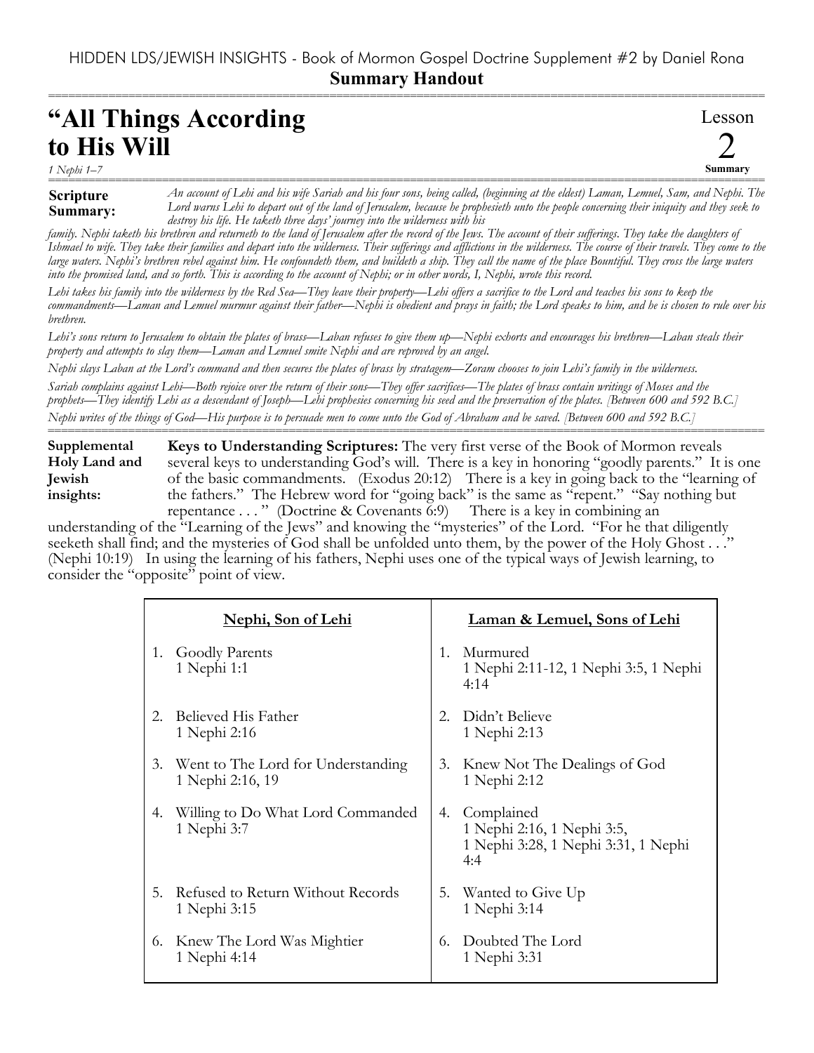HIDDEN LDS/JEWISH INSIGHTS - Book of Mormon Gospel Doctrine Supplement #2 by Daniel Rona

**Summary Handout**

# "All Things According to His Will

*1 Nephi 1–7*

Lesson 2 **Summary**

**Scripture Summary:** *An account of Lehi and his wife Sariah and his four sons, being called, (beginning at the eldest) Laman, Lemuel, Sam, and Nephi. The Lord warns Lehi to depart out of the land of Jerusalem, because he prophesieth unto the people concerning their iniquity and they seek to destroy his life. He taketh three days' journey into the wilderness with his family. Nephi taketh his brethren and returneth to the land of Jerusalem after the record of the Jews. The account of their sufferings. They take the daughters of Ishmael to wife. They take their families and depart into the wilderness. Their sufferings and afflictions in the wilderness. The course of their travels. They come to the large waters. Nephi's brethren rebel against him. He confoundeth them, and buildeth a ship. They call the name of the place Bountiful. They cross the large waters into the promised land, and so forth. This is according to the account of Nephi; or in other words, I, Nephi, wrote this record.*

*Lehi takes his family into the wilderness by the Red Sea—They leave their property—Lehi offers a sacrifice to the Lord and teaches his sons to keep the commandments—Laman and Lemuel murmur against their father—Nephi is obedient and prays in faith; the Lord speaks to him, and he is chosen to rule over his brethren.*

*Lehi's sons return to Jerusalem to obtain the plates of brass—Laban refuses to give them up—Nephi exhorts and encourages his brethren—Laban steals their property and attempts to slay them—Laman and Lemuel smite Nephi and are reproved by an angel.*

*Nephi slays Laban at the Lord's command and then secures the plates of brass by stratagem—Zoram chooses to join Lehi's family in the wilderness.*

*Sariah complains against Lehi—Both rejoice over the return of their sons—They offer sacrifices—The plates of brass contain writings of Moses and the prophets—They identify Lehi as a descendant of Joseph—Lehi prophesies concerning his seed and the preservation of the plates. [Between 600 and 592 B.C.]*

*Nephi writes of the things of God—His purpose is to persuade men to come unto the God of Abraham and be saved. [Between 600 and 592 B.C.]*

**Supplemental Holy Land and Jewish insights:** **Keys to Understanding Scriptures:** The very first verse of the Book of Mormon reveals several keys to understanding God's will. There is a key in honoring "goodly parents." It is one of the basic commandments. (Exodus 20:12) There is a key in going back to the "learning of the fathers." The Hebrew word for "going back" is the same as "repent." "Say nothing but repentance . . . " (Doctrine & Covenants 6:9) There is a key in combining an understanding of the "Learning of the Jews" and knowing the "mysteries" of the Lord. "For he that diligently seeketh shall find; and the mysteries of God shall be unfolded unto them, by the power of the Holy Ghost . . ." (Nephi 10:19) In using the learning of his fathers, Nephi uses one of the typical ways of Jewish learning, to consider the "opposite" point of view.

| Nephi, Son of Lehi | Laman & Lemuel, Sons of Lehi |
|---|---|
| 1. Goodly Parents<br>1 Nephi 1:1 | 1. Murmured<br>1 Nephi 2:11-12, 1 Nephi 3:5, 1 Nephi 4:14 |
| 2. Believed His Father<br>1 Nephi 2:16 | 2. Didn't Believe<br>1 Nephi 2:13 |
| 3. Went to The Lord for Understanding<br>1 Nephi 2:16, 19 | 3. Knew Not The Dealings of God<br>1 Nephi 2:12 |
| 4. Willing to Do What Lord Commanded<br>1 Nephi 3:7 | 4. Complained<br>1 Nephi 2:16, 1 Nephi 3:5, 1 Nephi 3:28, 1 Nephi 3:31, 1 Nephi 4:4 |
| 5. Refused to Return Without Records<br>1 Nephi 3:15 | 5. Wanted to Give Up<br>1 Nephi 3:14 |
| 6. Knew The Lord Was Mightier<br>1 Nephi 4:14 | 6. Doubted The Lord<br>1 Nephi 3:31 |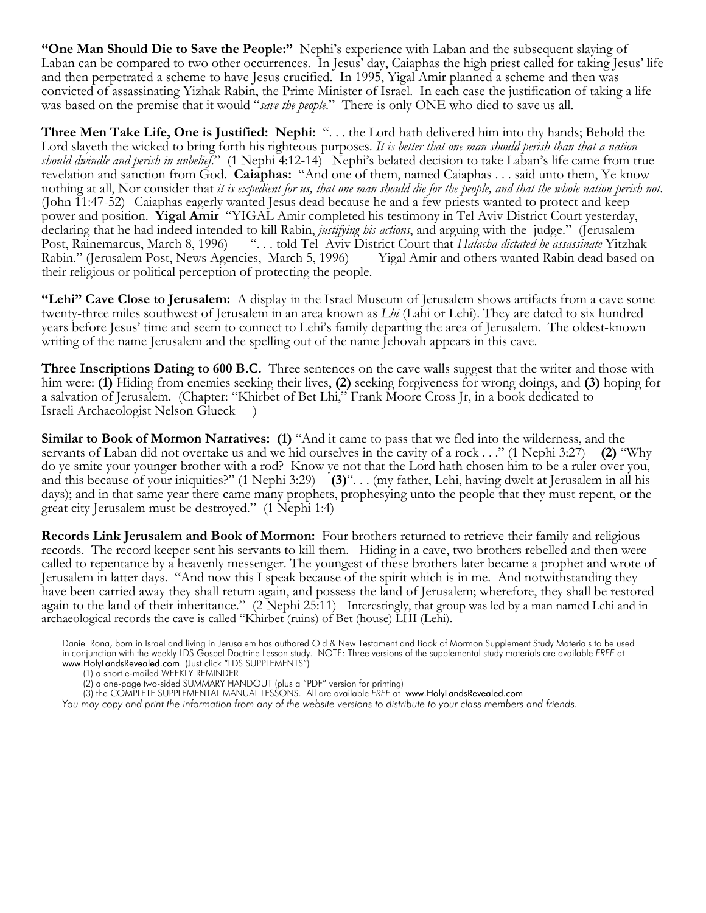**"One Man Should Die to Save the People:"** Nephi's experience with Laban and the subsequent slaying of Laban can be compared to two other occurrences. In Jesus' day, Caiaphas the high priest called for taking Jesus' life and then perpetrated a scheme to have Jesus crucified. In 1995, Yigal Amir planned a scheme and then was convicted of assassinating Yizhak Rabin, the Prime Minister of Israel. In each case the justification of taking a life was based on the premise that it would "*save the people*." There is only ONE who died to save us all.

**Three Men Take Life, One is Justified: Nephi:** ". . . the Lord hath delivered him into thy hands; Behold the Lord slayeth the wicked to bring forth his righteous purposes. *It is better that one man should perish than that a nation should dwindle and perish in unbelief*." (1 Nephi 4:12-14) Nephi's belated decision to take Laban's life came from true revelation and sanction from God. **Caiaphas:** "And one of them, named Caiaphas . . . said unto them, Ye know nothing at all, Nor consider that *it is expedient for us, that one man should die for the people, and that the whole nation perish not*. (John 11:47-52) Caiaphas eagerly wanted Jesus dead because he and a few priests wanted to protect and keep power and position. **Yigal Amir** "YIGAL Amir completed his testimony in Tel Aviv District Court yesterday, declaring that he had indeed intended to kill Rabin, *justifying his actions*, and arguing with the judge." (Jerusalem Post, Rainemarcus, March 8, 1996) ". . . told Tel Aviv District Court that *Halacha dictated he assassinate* Yitzhak Rabin." (Jerusalem Post, News Agencies, March 5, 1996) Yigal Amir and others wanted Rabin dead based on their religious or political perception of protecting the people.

**"Lehi" Cave Close to Jerusalem:** A display in the Israel Museum of Jerusalem shows artifacts from a cave some twenty-three miles southwest of Jerusalem in an area known as *Lhi* (Lahi or Lehi). They are dated to six hundred years before Jesus' time and seem to connect to Lehi's family departing the area of Jerusalem. The oldest-known writing of the name Jerusalem and the spelling out of the name Jehovah appears in this cave.

**Three Inscriptions Dating to 600 B.C.** Three sentences on the cave walls suggest that the writer and those with him were: **(1)** Hiding from enemies seeking their lives, **(2)** seeking forgiveness for wrong doings, and **(3)** hoping for a salvation of Jerusalem. (Chapter: "Khirbet of Bet Lhi," Frank Moore Cross Jr, in a book dedicated to Israeli Archaeologist Nelson Glueck )

**Similar to Book of Mormon Narratives: (1)** "And it came to pass that we fled into the wilderness, and the servants of Laban did not overtake us and we hid ourselves in the cavity of a rock . . ." (1 Nephi 3:27) **(2)** "Why do ye smite your younger brother with a rod? Know ye not that the Lord hath chosen him to be a ruler over you, and this because of your iniquities?" (1 Nephi 3:29) **(3)**". . . (my father, Lehi, having dwelt at Jerusalem in all his days); and in that same year there came many prophets, prophesying unto the people that they must repent, or the great city Jerusalem must be destroyed." (1 Nephi 1:4)

**Records Link Jerusalem and Book of Mormon:** Four brothers returned to retrieve their family and religious records. The record keeper sent his servants to kill them. Hiding in a cave, two brothers rebelled and then were called to repentance by a heavenly messenger. The youngest of these brothers later became a prophet and wrote of Jerusalem in latter days. "And now this I speak because of the spirit which is in me. And notwithstanding they have been carried away they shall return again, and possess the land of Jerusalem; wherefore, they shall be restored again to the land of their inheritance." (2 Nephi 25:11) Interestingly, that group was led by a man named Lehi and in archaeological records the cave is called "Khirbet (ruins) of Bet (house) LHI (Lehi).

Daniel Rona, born in Israel and living in Jerusalem has authored Old & New Testament and Book of Mormon Supplement Study Materials to be used in conjunction with the weekly LDS Gospel Doctrine Lesson study. NOTE: Three versions of the supplemental study materials are available *FREE* at www.HolyLandsRevealed.com. (Just click "LDS SUPPLEMENTS")

(1) a short e-mailed WEEKLY REMINDER
(2) a one-page two-sided SUMMARY HANDOUT (plus a "PDF" version for printing)
(3) the COMPLETE SUPPLEMENTAL MANUAL LESSONS. All are available *FREE* at www.HolyLandsRevealed.com

*You may copy and print the information from any of the website versions to distribute to your class members and friends.*